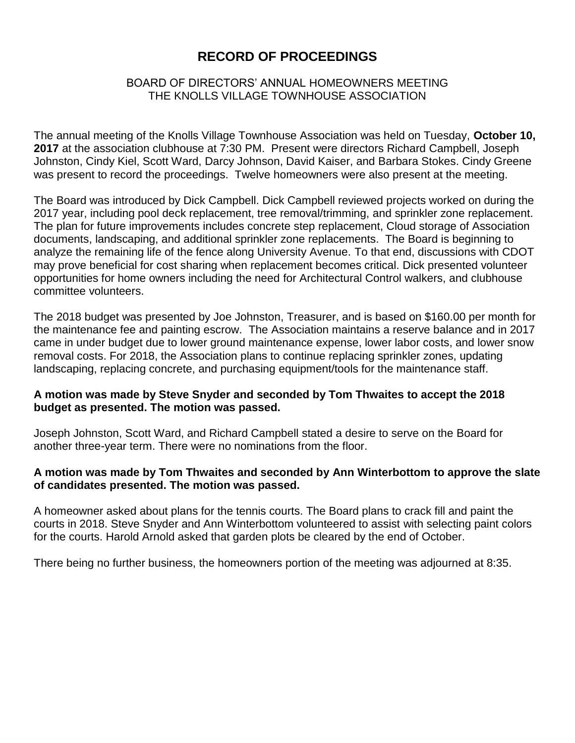# RECORD OF PROCEEDINGS

BOARD OF DIRECTORS' ANNUAL HOMEOWNERS MEETING
THE KNOLLS VILLAGE TOWNHOUSE ASSOCIATION

The annual meeting of the Knolls Village Townhouse Association was held on Tuesday, **October 10, 2017** at the association clubhouse at 7:30 PM. Present were directors Richard Campbell, Joseph Johnston, Cindy Kiel, Scott Ward, Darcy Johnson, David Kaiser, and Barbara Stokes. Cindy Greene was present to record the proceedings. Twelve homeowners were also present at the meeting.

The Board was introduced by Dick Campbell. Dick Campbell reviewed projects worked on during the 2017 year, including pool deck replacement, tree removal/trimming, and sprinkler zone replacement. The plan for future improvements includes concrete step replacement, Cloud storage of Association documents, landscaping, and additional sprinkler zone replacements. The Board is beginning to analyze the remaining life of the fence along University Avenue. To that end, discussions with CDOT may prove beneficial for cost sharing when replacement becomes critical. Dick presented volunteer opportunities for home owners including the need for Architectural Control walkers, and clubhouse committee volunteers.

The 2018 budget was presented by Joe Johnston, Treasurer, and is based on $160.00 per month for the maintenance fee and painting escrow. The Association maintains a reserve balance and in 2017 came in under budget due to lower ground maintenance expense, lower labor costs, and lower snow removal costs. For 2018, the Association plans to continue replacing sprinkler zones, updating landscaping, replacing concrete, and purchasing equipment/tools for the maintenance staff.

**A motion was made by Steve Snyder and seconded by Tom Thwaites to accept the 2018 budget as presented. The motion was passed.**

Joseph Johnston, Scott Ward, and Richard Campbell stated a desire to serve on the Board for another three-year term. There were no nominations from the floor.

**A motion was made by Tom Thwaites and seconded by Ann Winterbottom to approve the slate of candidates presented. The motion was passed.**

A homeowner asked about plans for the tennis courts. The Board plans to crack fill and paint the courts in 2018. Steve Snyder and Ann Winterbottom volunteered to assist with selecting paint colors for the courts. Harold Arnold asked that garden plots be cleared by the end of October.

There being no further business, the homeowners portion of the meeting was adjourned at 8:35.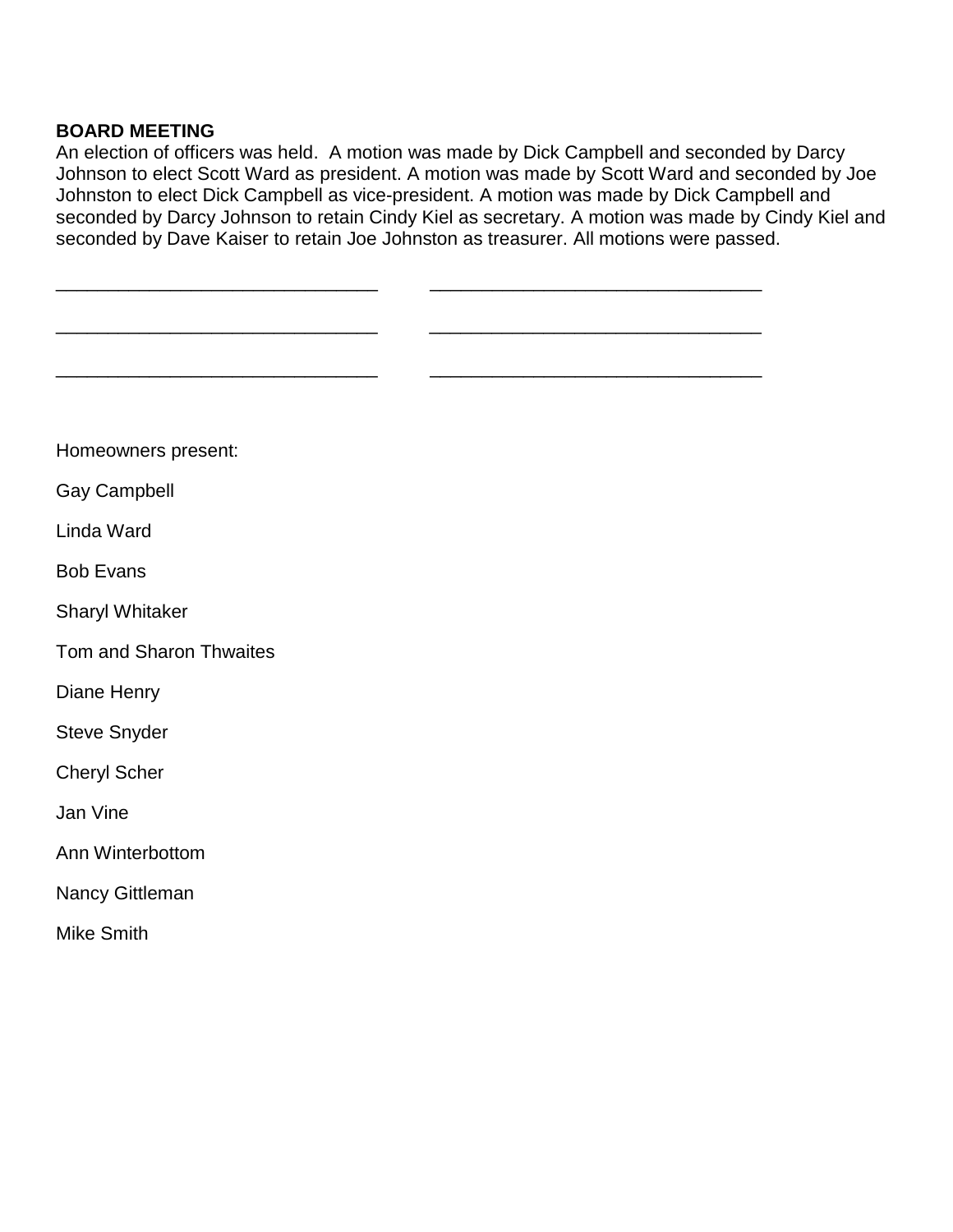**BOARD MEETING**

An election of officers was held. A motion was made by Dick Campbell and seconded by Darcy Johnson to elect Scott Ward as president. A motion was made by Scott Ward and seconded by Joe Johnston to elect Dick Campbell as vice-president. A motion was made by Dick Campbell and seconded by Darcy Johnson to retain Cindy Kiel as secretary. A motion was made by Cindy Kiel and seconded by Dave Kaiser to retain Joe Johnston as treasurer. All motions were passed.

_______________________________ _______________________________

_______________________________ _______________________________

_______________________________ _______________________________

Homeowners present:

Gay Campbell

Linda Ward

Bob Evans

Sharyl Whitaker

Tom and Sharon Thwaites

Diane Henry

Steve Snyder

Cheryl Scher

Jan Vine

Ann Winterbottom

Nancy Gittleman

Mike Smith